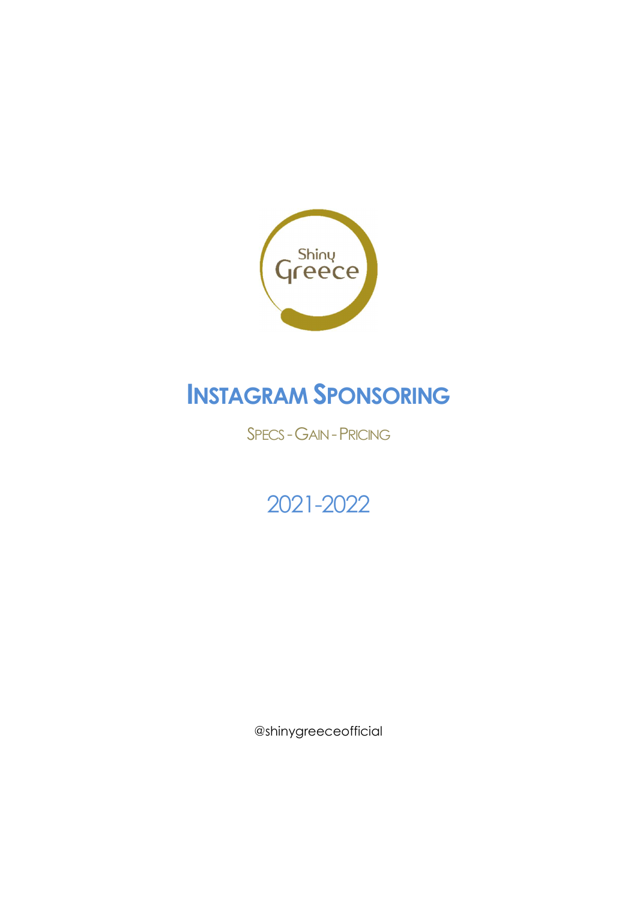Shiny Greece

# Instagram Sponsoring

Specs - Gain - Pricing

2021-2022

@shinygreeceofficial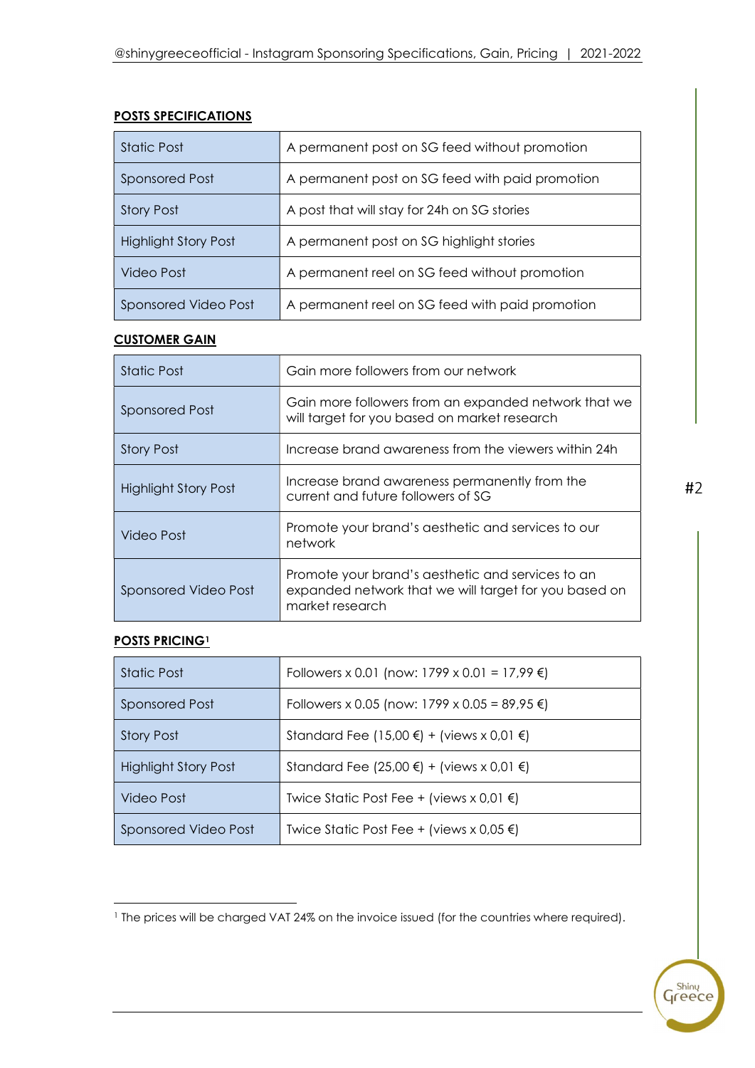**POSTS SPECIFICATIONS**

| | |
|---|---|
| Static Post | A permanent post on SG feed without promotion |
| Sponsored Post | A permanent post on SG feed with paid promotion |
| Story Post | A post that will stay for 24h on SG stories |
| Highlight Story Post | A permanent post on SG highlight stories |
| Video Post | A permanent reel on SG feed without promotion |
| Sponsored Video Post | A permanent reel on SG feed with paid promotion |

**CUSTOMER GAIN**

| | |
|---|---|
| Static Post | Gain more followers from our network |
| Sponsored Post | Gain more followers from an expanded network that we will target for you based on market research |
| Story Post | Increase brand awareness from the viewers within 24h |
| Highlight Story Post | Increase brand awareness permanently from the current and future followers of SG |
| Video Post | Promote your brand's aesthetic and services to our network |
| Sponsored Video Post | Promote your brand's aesthetic and services to an expanded network that we will target for you based on market research |

**POSTS PRICING[1]**

| | |
|---|---|
| Static Post | Followers x 0.01 (now: 1799 x 0.01 = 17,99 €) |
| Sponsored Post | Followers x 0.05 (now: 1799 x 0.05 = 89,95 €) |
| Story Post | Standard Fee (15,00 €) + (views x 0,01 €) |
| Highlight Story Post | Standard Fee (25,00 €) + (views x 0,01 €) |
| Video Post | Twice Static Post Fee + (views x 0,01 €) |
| Sponsored Video Post | Twice Static Post Fee + (views x 0,05 €) |

[1] The prices will be charged VAT 24% on the invoice issued (for the countries where required).